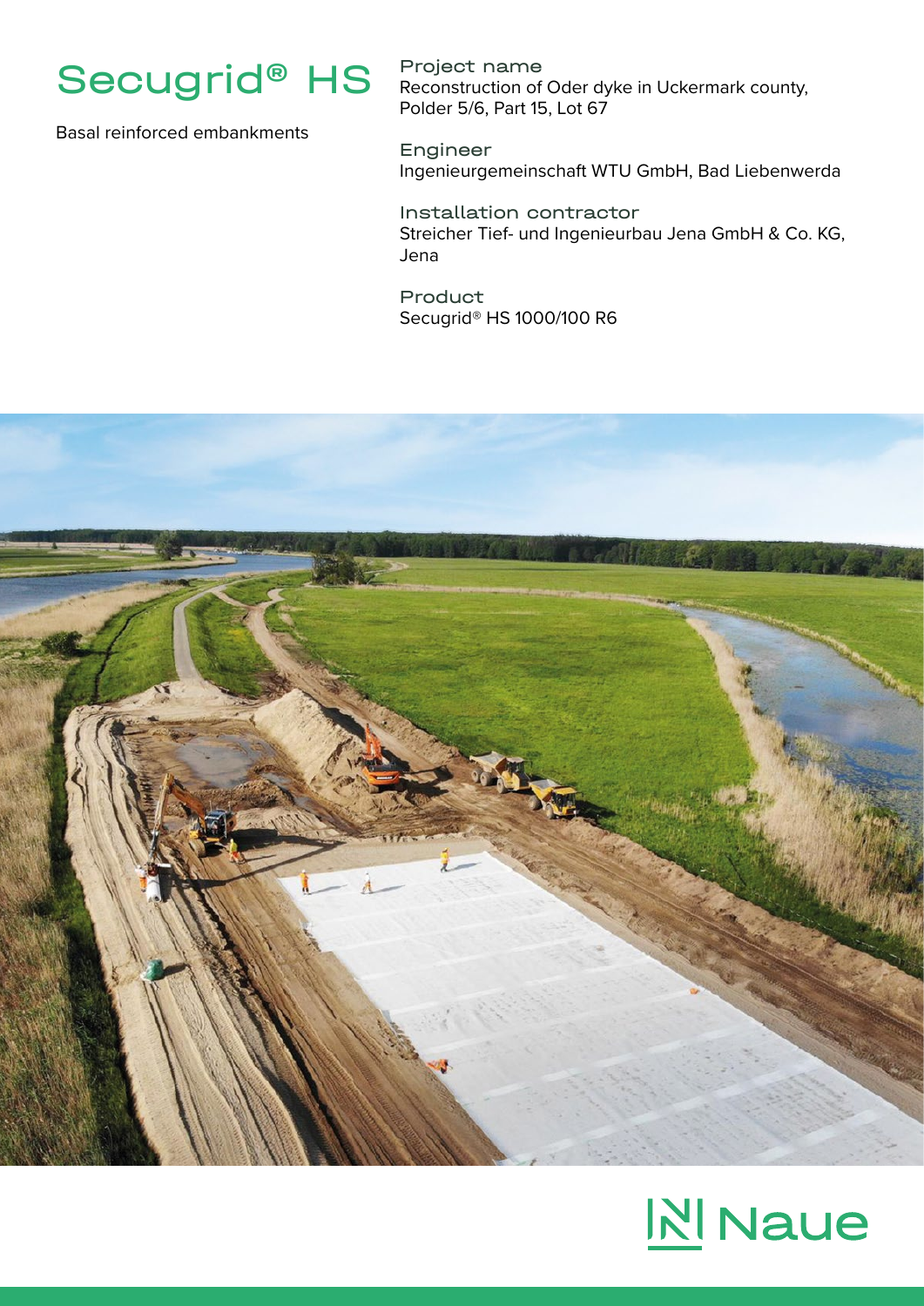# Secugrid® HS

Basal reinforced embankments

**Project name**
Reconstruction of Oder dyke in Uckermark county, Polder 5/6, Part 15, Lot 67

**Engineer**
Ingenieurgemeinschaft WTU GmbH, Bad Liebenwerda

**Installation contractor**
Streicher Tief- und Ingenieurbau Jena GmbH & Co. KG, Jena

**Product**
Secugrid® HS 1000/100 R6

Naue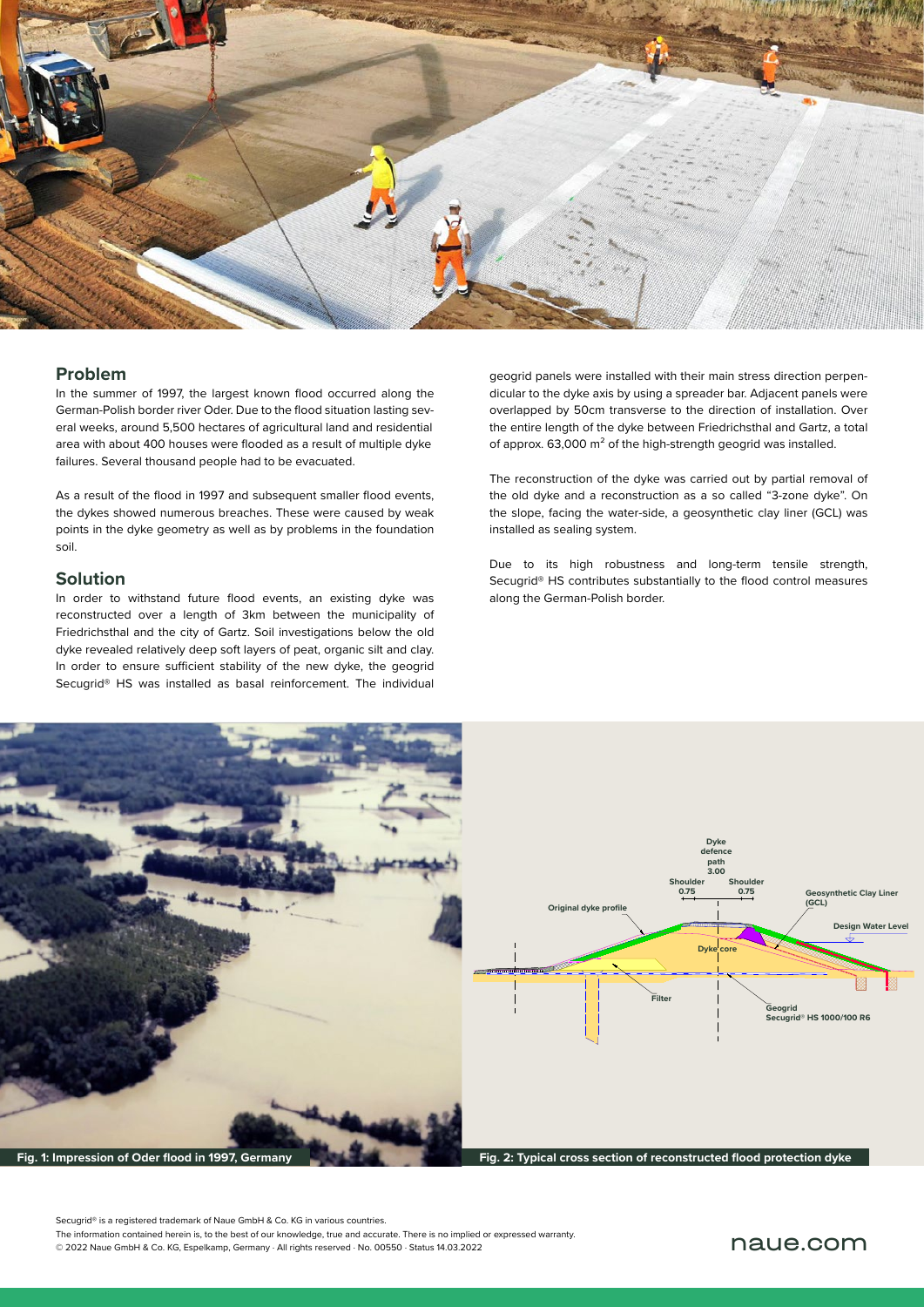## Problem

In the summer of 1997, the largest known flood occurred along the German-Polish border river Oder. Due to the flood situation lasting several weeks, around 5,500 hectares of agricultural land and residential area with about 400 houses were flooded as a result of multiple dyke failures. Several thousand people had to be evacuated.

As a result of the flood in 1997 and subsequent smaller flood events, the dykes showed numerous breaches. These were caused by weak points in the dyke geometry as well as by problems in the foundation soil.

## Solution

In order to withstand future flood events, an existing dyke was reconstructed over a length of 3km between the municipality of Friedrichsthal and the city of Gartz. Soil investigations below the old dyke revealed relatively deep soft layers of peat, organic silt and clay. In order to ensure sufficient stability of the new dyke, the geogrid Secugrid® HS was installed as basal reinforcement. The individual geogrid panels were installed with their main stress direction perpendicular to the dyke axis by using a spreader bar. Adjacent panels were overlapped by 50cm transverse to the direction of installation. Over the entire length of the dyke between Friedrichsthal and Gartz, a total of approx. 63,000 m² of the high-strength geogrid was installed.

The reconstruction of the dyke was carried out by partial removal of the old dyke and a reconstruction as a so called "3-zone dyke". On the slope, facing the water-side, a geosynthetic clay liner (GCL) was installed as sealing system.

Due to its high robustness and long-term tensile strength, Secugrid® HS contributes substantially to the flood control measures along the German-Polish border.

Fig. 1: Impression of Oder flood in 1997, Germany

Dyke defence path 3.00
Shoulder 0.75
Shoulder 0.75
Original dyke profile
Geosynthetic Clay Liner (GCL)
Design Water Level
Dyke core
Filter
Geogrid Secugrid® HS 1000/100 R6

Fig. 2: Typical cross section of reconstructed flood protection dyke

Secugrid® is a registered trademark of Naue GmbH & Co. KG in various countries.
The information contained herein is, to the best of our knowledge, true and accurate. There is no implied or expressed warranty.
© 2022 Naue GmbH & Co. KG, Espelkamp, Germany · All rights reserved · No. 00550 · Status 14.03.2022

naue.com